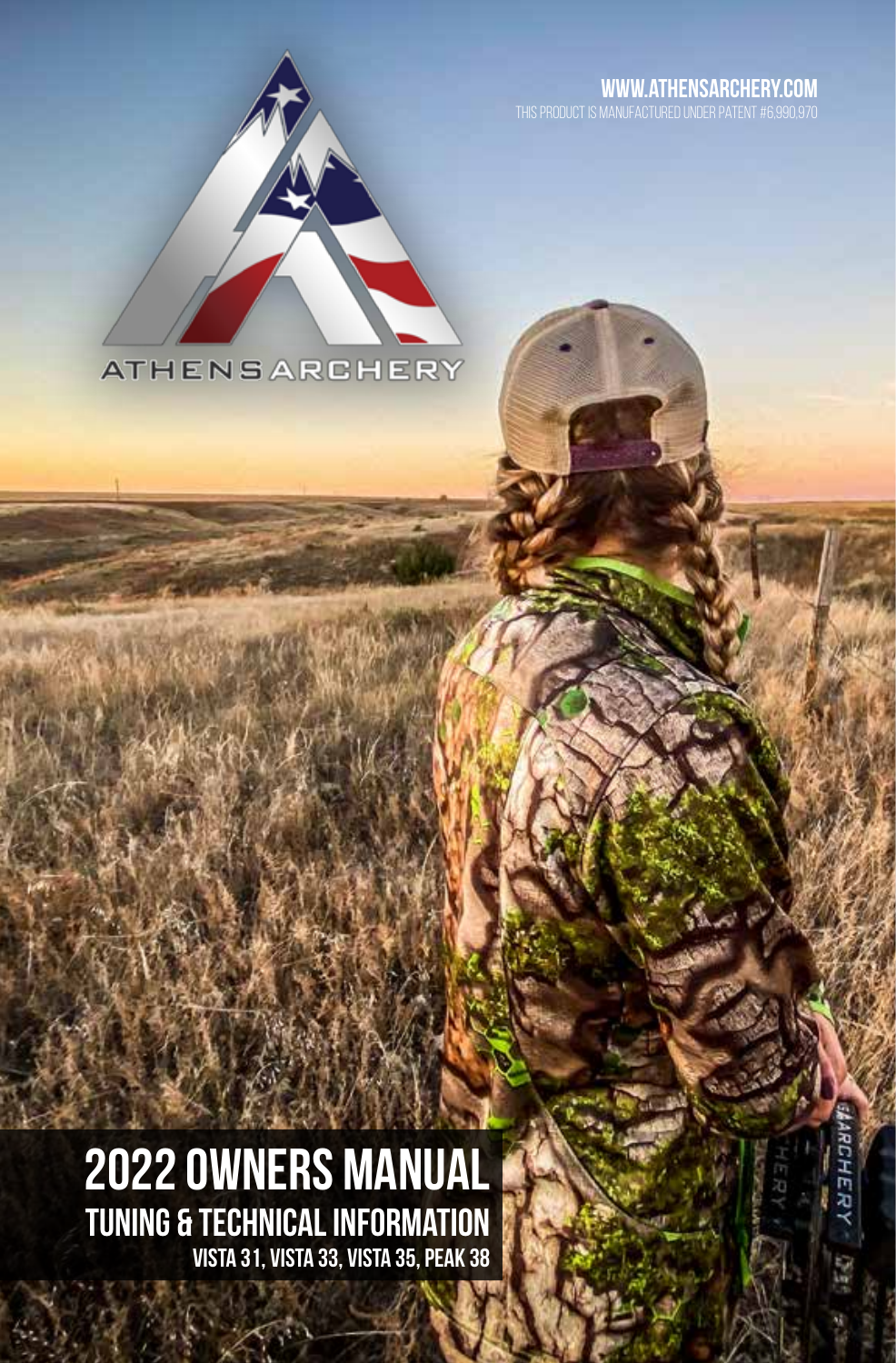ATHENS ARCHERY

**WWW.ATHENSARCHERY.COM**

THIS PRODUCT IS MANUFACTURED UNDER PATENT #6,990,970

# 2022 OWNERS MANUAL

## TUNING & TECHNICAL INFORMATION

### VISTA 31, VISTA 33, VISTA 35, PEAK 38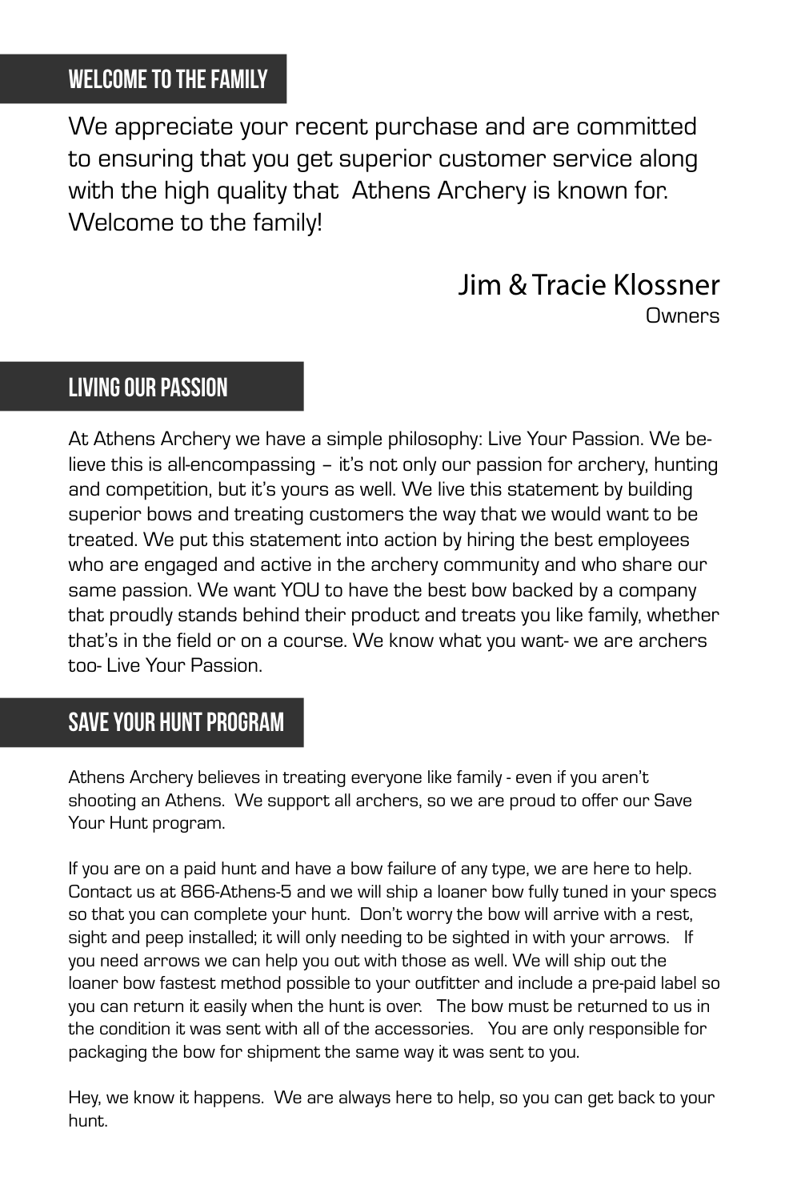## WELCOME TO THE FAMILY

We appreciate your recent purchase and are committed to ensuring that you get superior customer service along with the high quality that Athens Archery is known for. Welcome to the family!

Jim & Tracie Klossner
Owners

## LIVING OUR PASSION

At Athens Archery we have a simple philosophy: Live Your Passion. We believe this is all-encompassing – it's not only our passion for archery, hunting and competition, but it's yours as well. We live this statement by building superior bows and treating customers the way that we would want to be treated. We put this statement into action by hiring the best employees who are engaged and active in the archery community and who share our same passion. We want YOU to have the best bow backed by a company that proudly stands behind their product and treats you like family, whether that's in the field or on a course. We know what you want- we are archers too- Live Your Passion.

## SAVE YOUR HUNT PROGRAM

Athens Archery believes in treating everyone like family - even if you aren't shooting an Athens. We support all archers, so we are proud to offer our Save Your Hunt program.

If you are on a paid hunt and have a bow failure of any type, we are here to help. Contact us at 866-Athens-5 and we will ship a loaner bow fully tuned in your specs so that you can complete your hunt. Don't worry the bow will arrive with a rest, sight and peep installed; it will only needing to be sighted in with your arrows. If you need arrows we can help you out with those as well. We will ship out the loaner bow fastest method possible to your outfitter and include a pre-paid label so you can return it easily when the hunt is over. The bow must be returned to us in the condition it was sent with all of the accessories. You are only responsible for packaging the bow for shipment the same way it was sent to you.

Hey, we know it happens. We are always here to help, so you can get back to your hunt.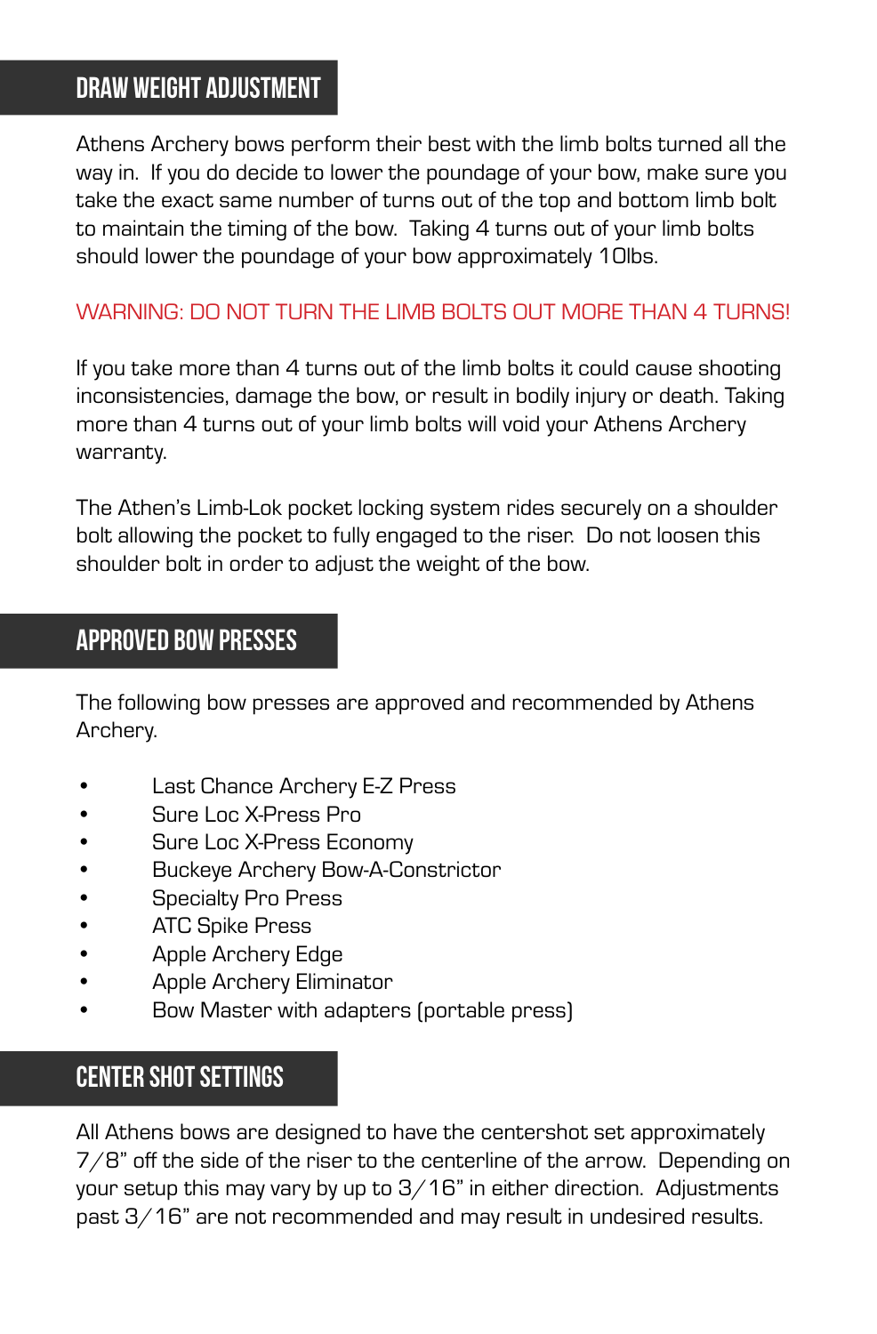## DRAW WEIGHT ADJUSTMENT

Athens Archery bows perform their best with the limb bolts turned all the way in. If you do decide to lower the poundage of your bow, make sure you take the exact same number of turns out of the top and bottom limb bolt to maintain the timing of the bow. Taking 4 turns out of your limb bolts should lower the poundage of your bow approximately 10lbs.

WARNING: DO NOT TURN THE LIMB BOLTS OUT MORE THAN 4 TURNS!

If you take more than 4 turns out of the limb bolts it could cause shooting inconsistencies, damage the bow, or result in bodily injury or death. Taking more than 4 turns out of your limb bolts will void your Athens Archery warranty.

The Athen's Limb-Lok pocket locking system rides securely on a shoulder bolt allowing the pocket to fully engaged to the riser. Do not loosen this shoulder bolt in order to adjust the weight of the bow.

## APPROVED BOW PRESSES

The following bow presses are approved and recommended by Athens Archery.

- Last Chance Archery E-Z Press
- Sure Loc X-Press Pro
- Sure Loc X-Press Economy
- Buckeye Archery Bow-A-Constrictor
- Specialty Pro Press
- ATC Spike Press
- Apple Archery Edge
- Apple Archery Eliminator
- Bow Master with adapters (portable press)

## CENTER SHOT SETTINGS

All Athens bows are designed to have the centershot set approximately 7/8" off the side of the riser to the centerline of the arrow. Depending on your setup this may vary by up to 3/16" in either direction. Adjustments past 3/16" are not recommended and may result in undesired results.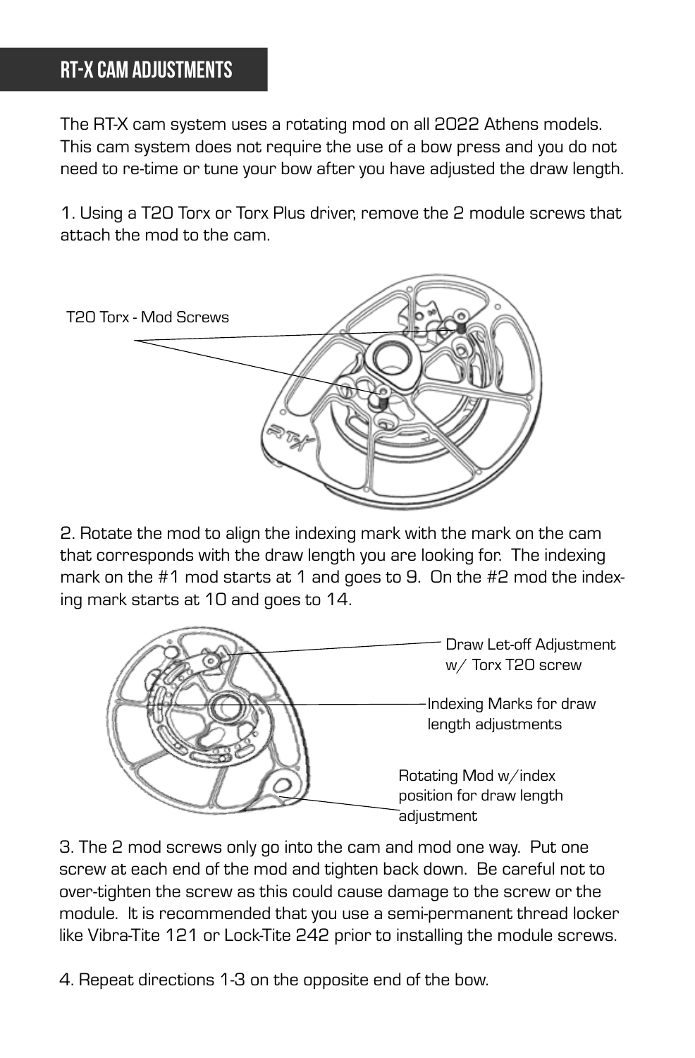## RT-X CAM ADJUSTMENTS

The RT-X cam system uses a rotating mod on all 2022 Athens models. This cam system does not require the use of a bow press and you do not need to re-time or tune your bow after you have adjusted the draw length.

1. Using a T20 Torx or Torx Plus driver, remove the 2 module screws that attach the mod to the cam.

T20 Torx - Mod Screws

2. Rotate the mod to align the indexing mark with the mark on the cam that corresponds with the draw length you are looking for. The indexing mark on the #1 mod starts at 1 and goes to 9. On the #2 mod the indexing mark starts at 10 and goes to 14.

Draw Let-off Adjustment w/ Torx T20 screw

Indexing Marks for draw length adjustments

Rotating Mod w/index position for draw length adjustment

3. The 2 mod screws only go into the cam and mod one way. Put one screw at each end of the mod and tighten back down. Be careful not to over-tighten the screw as this could cause damage to the screw or the module. It is recommended that you use a semi-permanent thread locker like Vibra-Tite 121 or Lock-Tite 242 prior to installing the module screws.

4. Repeat directions 1-3 on the opposite end of the bow.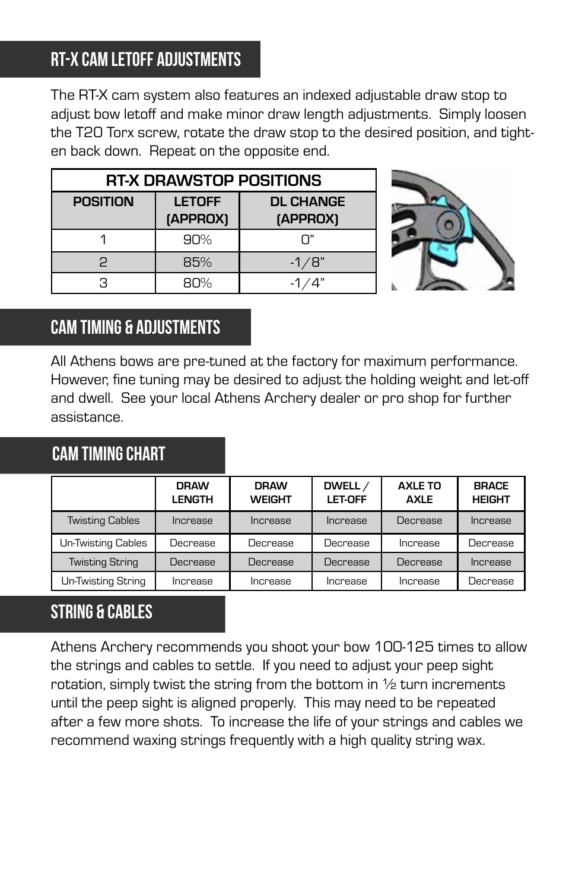## RT-X CAM LETOFF ADJUSTMENTS

The RT-X cam system also features an indexed adjustable draw stop to adjust bow letoff and make minor draw length adjustments. Simply loosen the T20 Torx screw, rotate the draw stop to the desired position, and tighten back down. Repeat on the opposite end.

| RT-X DRAWSTOP POSITIONS | | |
|---|---|---|
| **POSITION** | **LETOFF (APPROX)** | **DL CHANGE (APPROX)** |
| 1 | 90% | 0" |
| 2 | 85% | -1/8" |
| 3 | 80% | -1/4" |

## CAM TIMING & ADJUSTMENTS

All Athens bows are pre-tuned at the factory for maximum performance. However, fine tuning may be desired to adjust the holding weight and let-off and dwell. See your local Athens Archery dealer or pro shop for further assistance.

## CAM TIMING CHART

| | DRAW LENGTH | DRAW WEIGHT | DWELL / LET-OFF | AXLE TO AXLE | BRACE HEIGHT |
|---|---|---|---|---|---|
| Twisting Cables | Increase | Increase | Increase | Decrease | Increase |
| Un-Twisting Cables | Decrease | Decrease | Decrease | Increase | Decrease |
| Twisting String | Decrease | Decrease | Decrease | Decrease | Increase |
| Un-Twisting String | Increase | Increase | Increase | Increase | Decrease |

## STRING & CABLES

Athens Archery recommends you shoot your bow 100-125 times to allow the strings and cables to settle. If you need to adjust your peep sight rotation, simply twist the string from the bottom in ½ turn increments until the peep sight is aligned properly. This may need to be repeated after a few more shots. To increase the life of your strings and cables we recommend waxing strings frequently with a high quality string wax.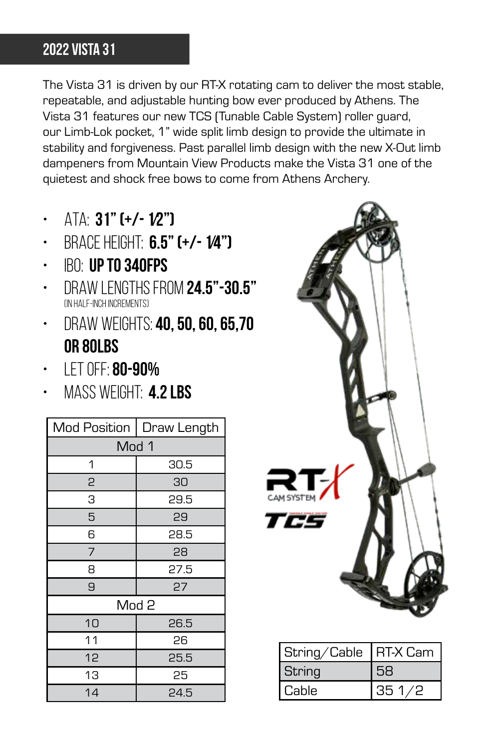# 2022 VISTA 31

The Vista 31 is driven by our RT-X rotating cam to deliver the most stable, repeatable, and adjustable hunting bow ever produced by Athens. The Vista 31 features our new TCS (Tunable Cable System) roller guard, our Limb-Lok pocket, 1" wide split limb design to provide the ultimate in stability and forgiveness. Past parallel limb design with the new X-Out limb dampeners from Mountain View Products make the Vista 31 one of the quietest and shock free bows to come from Athens Archery.

- ATA: **31" (+/- 1/2")**
- BRACE HEIGHT: **6.5" (+/- 1/4")**
- IBO: **UP TO 340FPS**
- DRAW LENGTHS FROM **24.5"-30.5"** (IN HALF-INCH INCREMENTS)
- DRAW WEIGHTS: **40, 50, 60, 65,70 OR 80LBS**
- LET OFF: **80-90%**
- MASS WEIGHT: **4.2 LBS**

| Mod Position | Draw Length |
|---|---|
| Mod 1 | |
| 1 | 30.5 |
| 2 | 30 |
| 3 | 29.5 |
| 5 | 29 |
| 6 | 28.5 |
| 7 | 28 |
| 8 | 27.5 |
| 9 | 27 |
| Mod 2 | |
| 10 | 26.5 |
| 11 | 26 |
| 12 | 25.5 |
| 13 | 25 |
| 14 | 24.5 |

RT-X CAM SYSTEM

TCS

| String/Cable | RT-X Cam |
|---|---|
| String | 58 |
| Cable | 35 1/2 |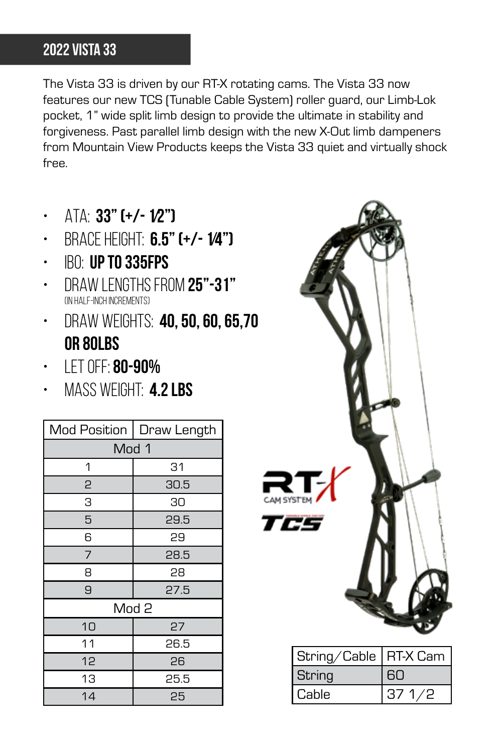## 2022 VISTA 33

The Vista 33 is driven by our RT-X rotating cams. The Vista 33 now features our new TCS (Tunable Cable System) roller guard, our Limb-Lok pocket, 1" wide split limb design to provide the ultimate in stability and forgiveness. Past parallel limb design with the new X-Out limb dampeners from Mountain View Products keeps the Vista 33 quiet and virtually shock free.

- ATA: **33" (+/- 1/2")**
- BRACE HEIGHT: **6.5" (+/- 1/4")**
- IBO: **UP TO 335FPS**
- DRAW LENGTHS FROM **25"-31"** (IN HALF-INCH INCREMENTS)
- DRAW WEIGHTS: **40, 50, 60, 65,70 OR 80LBS**
- LET OFF: **80-90%**
- MASS WEIGHT: **4.2 LBS**

| Mod Position | Draw Length |
|---|---|
| Mod 1 | |
| 1 | 31 |
| 2 | 30.5 |
| 3 | 30 |
| 5 | 29.5 |
| 6 | 29 |
| 7 | 28.5 |
| 8 | 28 |
| 9 | 27.5 |
| Mod 2 | |
| 10 | 27 |
| 11 | 26.5 |
| 12 | 26 |
| 13 | 25.5 |
| 14 | 25 |

RT-X CAM SYSTEM

TCS

| String/Cable | RT-X Cam |
|---|---|
| String | 60 |
| Cable | 37 1/2 |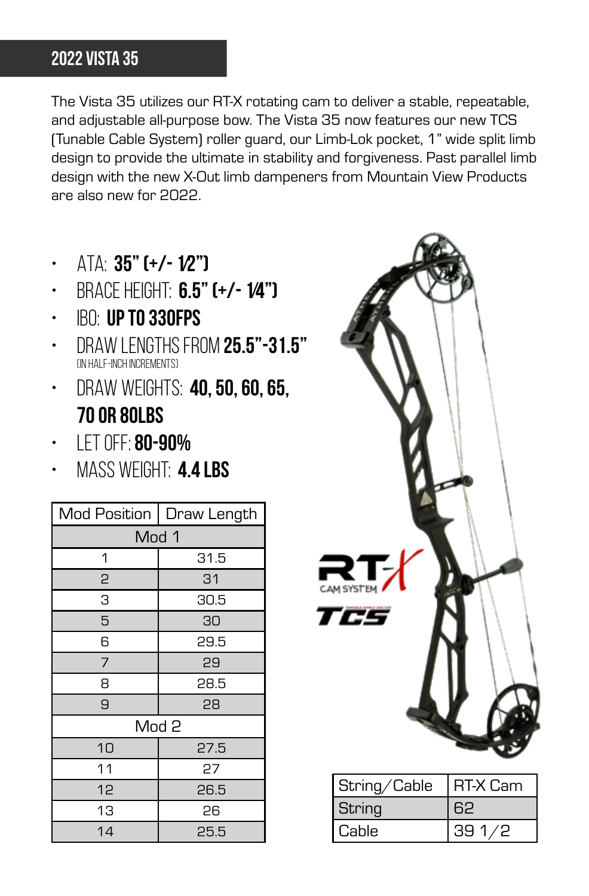# 2022 VISTA 35

The Vista 35 utilizes our RT-X rotating cam to deliver a stable, repeatable, and adjustable all-purpose bow. The Vista 35 now features our new TCS (Tunable Cable System) roller guard, our Limb-Lok pocket, 1" wide split limb design to provide the ultimate in stability and forgiveness. Past parallel limb design with the new X-Out limb dampeners from Mountain View Products are also new for 2022.

- ATA: **35" (+/- 1/2")**
- BRACE HEIGHT: **6.5" (+/- 1/4")**
- IBO: **UP TO 330FPS**
- DRAW LENGTHS FROM **25.5"-31.5"** (IN HALF-INCH INCREMENTS)
- DRAW WEIGHTS: **40, 50, 60, 65, 70 OR 80LBS**
- LET OFF: **80-90%**
- MASS WEIGHT: **4.4 LBS**

| Mod Position | Draw Length |
|---|---|
| Mod 1 | |
| 1 | 31.5 |
| 2 | 31 |
| 3 | 30.5 |
| 5 | 30 |
| 6 | 29.5 |
| 7 | 29 |
| 8 | 28.5 |
| 9 | 28 |
| Mod 2 | |
| 10 | 27.5 |
| 11 | 27 |
| 12 | 26.5 |
| 13 | 26 |
| 14 | 25.5 |

RT-X CAM SYSTEM

TCS

| String/Cable | RT-X Cam |
|---|---|
| String | 62 |
| Cable | 39 1/2 |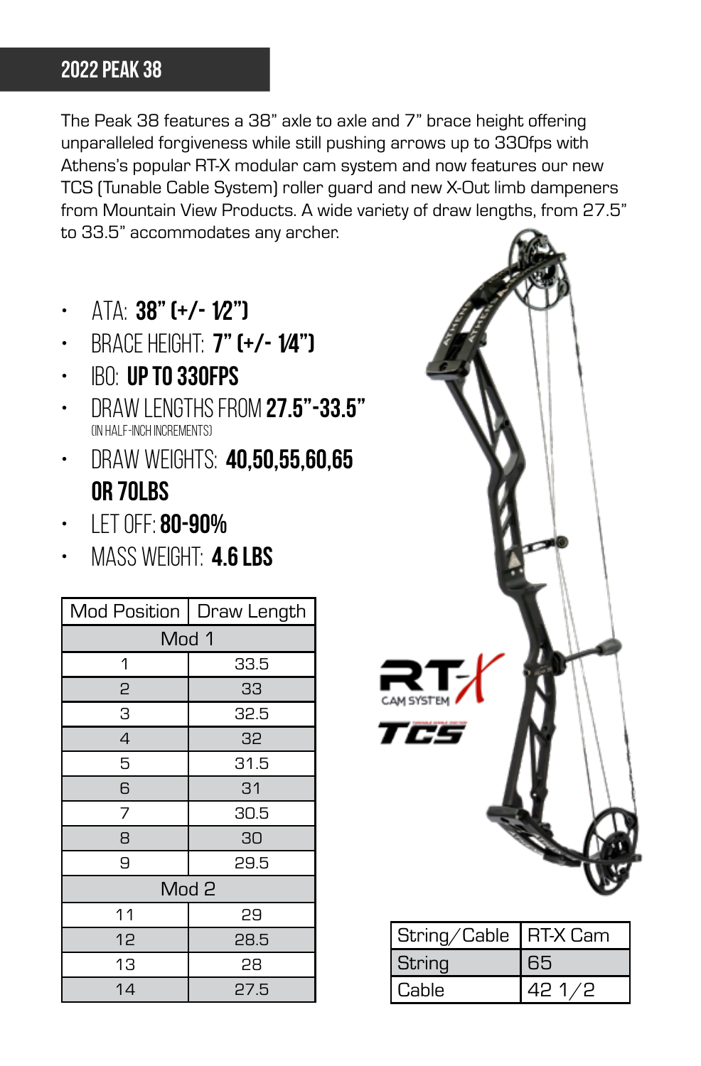## 2022 PEAK 38

The Peak 38 features a 38" axle to axle and 7" brace height offering unparalleled forgiveness while still pushing arrows up to 330fps with Athens's popular RT-X modular cam system and now features our new TCS (Tunable Cable System) roller guard and new X-Out limb dampeners from Mountain View Products. A wide variety of draw lengths, from 27.5" to 33.5" accommodates any archer.

- ATA: **38" (+/- 1/2")**
- BRACE HEIGHT: **7" (+/- 1/4")**
- IBO: **UP TO 330FPS**
- DRAW LENGTHS FROM **27.5"-33.5"**
  (IN HALF-INCH INCREMENTS)
- DRAW WEIGHTS: **40,50,55,60,65 OR 70LBS**
- LET OFF: **80-90%**
- MASS WEIGHT: **4.6 LBS**

| Mod Position | Draw Length |
|---|---|
| Mod 1 | |
| 1 | 33.5 |
| 2 | 33 |
| 3 | 32.5 |
| 4 | 32 |
| 5 | 31.5 |
| 6 | 31 |
| 7 | 30.5 |
| 8 | 30 |
| 9 | 29.5 |
| Mod 2 | |
| 11 | 29 |
| 12 | 28.5 |
| 13 | 28 |
| 14 | 27.5 |

RT-X CAM SYSTEM

TCS

| String/Cable | RT-X Cam |
|---|---|
| String | 65 |
| Cable | 42 1/2 |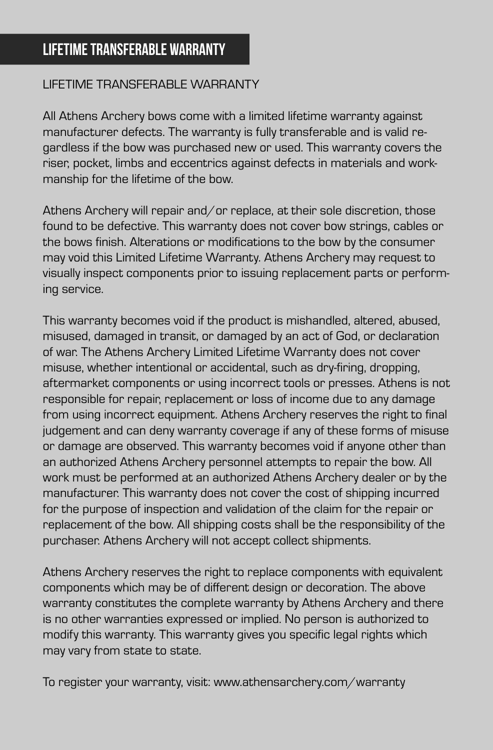# LIFETIME TRANSFERABLE WARRANTY

LIFETIME TRANSFERABLE WARRANTY

All Athens Archery bows come with a limited lifetime warranty against manufacturer defects. The warranty is fully transferable and is valid regardless if the bow was purchased new or used. This warranty covers the riser, pocket, limbs and eccentrics against defects in materials and workmanship for the lifetime of the bow.

Athens Archery will repair and/or replace, at their sole discretion, those found to be defective. This warranty does not cover bow strings, cables or the bows finish. Alterations or modifications to the bow by the consumer may void this Limited Lifetime Warranty. Athens Archery may request to visually inspect components prior to issuing replacement parts or performing service.

This warranty becomes void if the product is mishandled, altered, abused, misused, damaged in transit, or damaged by an act of God, or declaration of war. The Athens Archery Limited Lifetime Warranty does not cover misuse, whether intentional or accidental, such as dry-firing, dropping, aftermarket components or using incorrect tools or presses. Athens is not responsible for repair, replacement or loss of income due to any damage from using incorrect equipment. Athens Archery reserves the right to final judgement and can deny warranty coverage if any of these forms of misuse or damage are observed. This warranty becomes void if anyone other than an authorized Athens Archery personnel attempts to repair the bow. All work must be performed at an authorized Athens Archery dealer or by the manufacturer. This warranty does not cover the cost of shipping incurred for the purpose of inspection and validation of the claim for the repair or replacement of the bow. All shipping costs shall be the responsibility of the purchaser. Athens Archery will not accept collect shipments.

Athens Archery reserves the right to replace components with equivalent components which may be of different design or decoration. The above warranty constitutes the complete warranty by Athens Archery and there is no other warranties expressed or implied. No person is authorized to modify this warranty. This warranty gives you specific legal rights which may vary from state to state.

To register your warranty, visit: www.athensarchery.com/warranty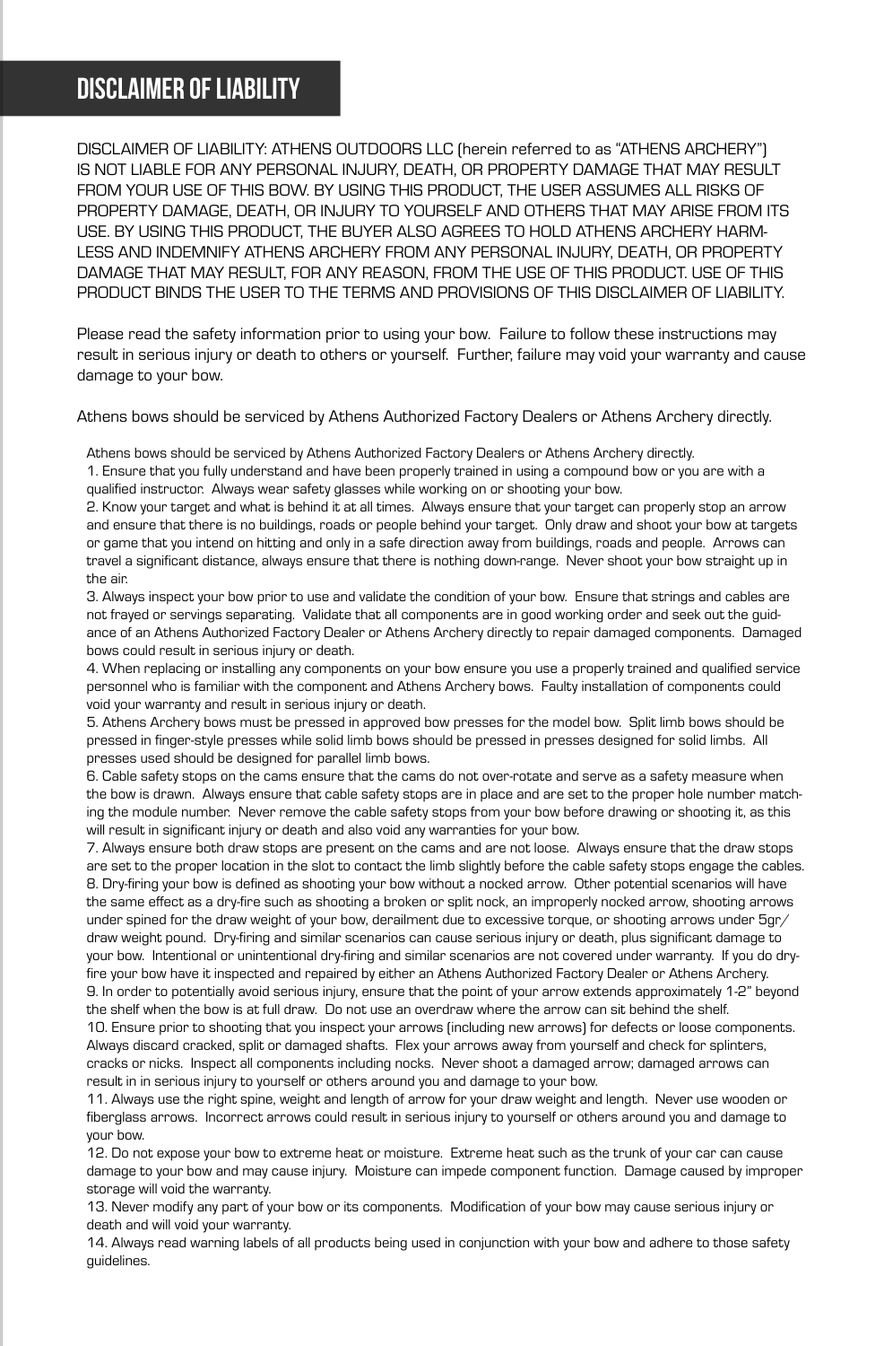# DISCLAIMER OF LIABILITY

DISCLAIMER OF LIABILITY: ATHENS OUTDOORS LLC (herein referred to as "ATHENS ARCHERY") IS NOT LIABLE FOR ANY PERSONAL INJURY, DEATH, OR PROPERTY DAMAGE THAT MAY RESULT FROM YOUR USE OF THIS BOW. BY USING THIS PRODUCT, THE USER ASSUMES ALL RISKS OF PROPERTY DAMAGE, DEATH, OR INJURY TO YOURSELF AND OTHERS THAT MAY ARISE FROM ITS USE. BY USING THIS PRODUCT, THE BUYER ALSO AGREES TO HOLD ATHENS ARCHERY HARMLESS AND INDEMNIFY ATHENS ARCHERY FROM ANY PERSONAL INJURY, DEATH, OR PROPERTY DAMAGE THAT MAY RESULT, FOR ANY REASON, FROM THE USE OF THIS PRODUCT. USE OF THIS PRODUCT BINDS THE USER TO THE TERMS AND PROVISIONS OF THIS DISCLAIMER OF LIABILITY.

Please read the safety information prior to using your bow. Failure to follow these instructions may result in serious injury or death to others or yourself. Further, failure may void your warranty and cause damage to your bow.

Athens bows should be serviced by Athens Authorized Factory Dealers or Athens Archery directly.

Athens bows should be serviced by Athens Authorized Factory Dealers or Athens Archery directly.

1. Ensure that you fully understand and have been properly trained in using a compound bow or you are with a qualified instructor. Always wear safety glasses while working on or shooting your bow.
2. Know your target and what is behind it at all times. Always ensure that your target can properly stop an arrow and ensure that there is no buildings, roads or people behind your target. Only draw and shoot your bow at targets or game that you intend on hitting and only in a safe direction away from buildings, roads and people. Arrows can travel a significant distance, always ensure that there is nothing down-range. Never shoot your bow straight up in the air.
3. Always inspect your bow prior to use and validate the condition of your bow. Ensure that strings and cables are not frayed or servings separating. Validate that all components are in good working order and seek out the guidance of an Athens Authorized Factory Dealer or Athens Archery directly to repair damaged components. Damaged bows could result in serious injury or death.
4. When replacing or installing any components on your bow ensure you use a properly trained and qualified service personnel who is familiar with the component and Athens Archery bows. Faulty installation of components could void your warranty and result in serious injury or death.
5. Athens Archery bows must be pressed in approved bow presses for the model bow. Split limb bows should be pressed in finger-style presses while solid limb bows should be pressed in presses designed for solid limbs. All presses used should be designed for parallel limb bows.
6. Cable safety stops on the cams ensure that the cams do not over-rotate and serve as a safety measure when the bow is drawn. Always ensure that cable safety stops are in place and are set to the proper hole number matching the module number. Never remove the cable safety stops from your bow before drawing or shooting it, as this will result in significant injury or death and also void any warranties for your bow.
7. Always ensure both draw stops are present on the cams and are not loose. Always ensure that the draw stops are set to the proper location in the slot to contact the limb slightly before the cable safety stops engage the cables.
8. Dry-firing your bow is defined as shooting your bow without a nocked arrow. Other potential scenarios will have the same effect as a dry-fire such as shooting a broken or split nock, an improperly nocked arrow, shooting arrows under spined for the draw weight of your bow, derailment due to excessive torque, or shooting arrows under 5gr/draw weight pound. Dry-firing and similar scenarios can cause serious injury or death, plus significant damage to your bow. Intentional or unintentional dry-firing and similar scenarios are not covered under warranty. If you do dry-fire your bow have it inspected and repaired by either an Athens Authorized Factory Dealer or Athens Archery.
9. In order to potentially avoid serious injury, ensure that the point of your arrow extends approximately 1-2" beyond the shelf when the bow is at full draw. Do not use an overdraw where the arrow can sit behind the shelf.
10. Ensure prior to shooting that you inspect your arrows (including new arrows) for defects or loose components. Always discard cracked, split or damaged shafts. Flex your arrows away from yourself and check for splinters, cracks or nicks. Inspect all components including nocks. Never shoot a damaged arrow; damaged arrows can result in in serious injury to yourself or others around you and damage to your bow.
11. Always use the right spine, weight and length of arrow for your draw weight and length. Never use wooden or fiberglass arrows. Incorrect arrows could result in serious injury to yourself or others around you and damage to your bow.
12. Do not expose your bow to extreme heat or moisture. Extreme heat such as the trunk of your car can cause damage to your bow and may cause injury. Moisture can impede component function. Damage caused by improper storage will void the warranty.
13. Never modify any part of your bow or its components. Modification of your bow may cause serious injury or death and will void your warranty.
14. Always read warning labels of all products being used in conjunction with your bow and adhere to those safety guidelines.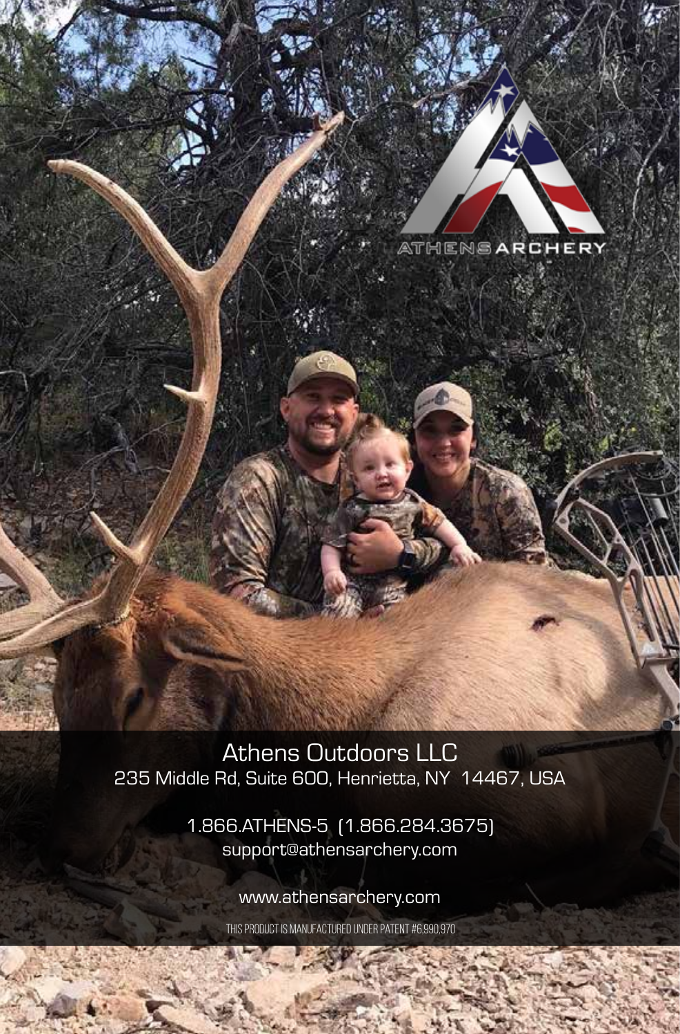ATHENS ARCHERY

Athens Outdoors LLC
235 Middle Rd, Suite 600, Henrietta, NY 14467, USA

1.866.ATHENS-5 (1.866.284.3675)
support@athensarchery.com

www.athensarchery.com

THIS PRODUCT IS MANUFACTURED UNDER PATENT #6,990,970